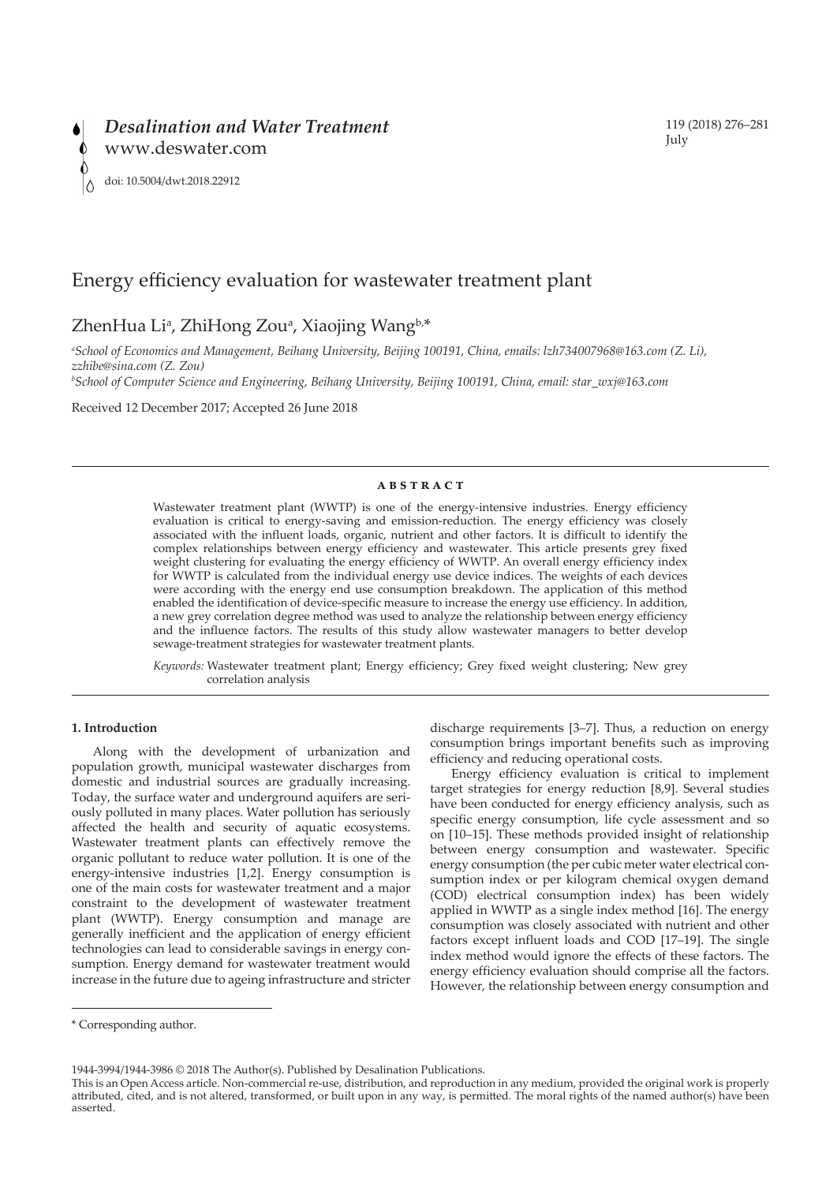# Energy efficiency evaluation for wastewater treatment plant

ZhenHua Li[a], ZhiHong Zou[a], Xiaojing Wang[b,*]

[a]School of Economics and Management, Beihang University, Beijing 100191, China, emails: lzh734007968@163.com (Z. Li), zzhibe@sina.com (Z. Zou)

[b]School of Computer Science and Engineering, Beihang University, Beijing 100191, China, email: star_wxj@163.com

Received 12 December 2017; Accepted 26 June 2018

## ABSTRACT

Wastewater treatment plant (WWTP) is one of the energy-intensive industries. Energy efficiency evaluation is critical to energy-saving and emission-reduction. The energy efficiency was closely associated with the influent loads, organic, nutrient and other factors. It is difficult to identify the complex relationships between energy efficiency and wastewater. This article presents grey fixed weight clustering for evaluating the energy efficiency of WWTP. An overall energy efficiency index for WWTP is calculated from the individual energy use device indices. The weights of each devices were according with the energy end use consumption breakdown. The application of this method enabled the identification of device-specific measure to increase the energy use efficiency. In addition, a new grey correlation degree method was used to analyze the relationship between energy efficiency and the influence factors. The results of this study allow wastewater managers to better develop sewage-treatment strategies for wastewater treatment plants.

*Keywords:* Wastewater treatment plant; Energy efficiency; Grey fixed weight clustering; New grey correlation analysis

## 1. Introduction

Along with the development of urbanization and population growth, municipal wastewater discharges from domestic and industrial sources are gradually increasing. Today, the surface water and underground aquifers are seriously polluted in many places. Water pollution has seriously affected the health and security of aquatic ecosystems. Wastewater treatment plants can effectively remove the organic pollutant to reduce water pollution. It is one of the energy-intensive industries [1,2]. Energy consumption is one of the main costs for wastewater treatment and a major constraint to the development of wastewater treatment plant (WWTP). Energy consumption and manage are generally inefficient and the application of energy efficient technologies can lead to considerable savings in energy consumption. Energy demand for wastewater treatment would increase in the future due to ageing infrastructure and stricter discharge requirements [3–7]. Thus, a reduction on energy consumption brings important benefits such as improving efficiency and reducing operational costs.

Energy efficiency evaluation is critical to implement target strategies for energy reduction [8,9]. Several studies have been conducted for energy efficiency analysis, such as specific energy consumption, life cycle assessment and so on [10–15]. These methods provided insight of relationship between energy consumption and wastewater. Specific energy consumption (the per cubic meter water electrical consumption index or per kilogram chemical oxygen demand (COD) electrical consumption index) has been widely applied in WWTP as a single index method [16]. The energy consumption was closely associated with nutrient and other factors except influent loads and COD [17–19]. The single index method would ignore the effects of these factors. The energy efficiency evaluation should comprise all the factors. However, the relationship between energy consumption and

\* Corresponding author.

1944-3994/1944-3986 © 2018 The Author(s). Published by Desalination Publications.

This is an Open Access article. Non-commercial re-use, distribution, and reproduction in any medium, provided the original work is properly attributed, cited, and is not altered, transformed, or built upon in any way, is permitted. The moral rights of the named author(s) have been asserted.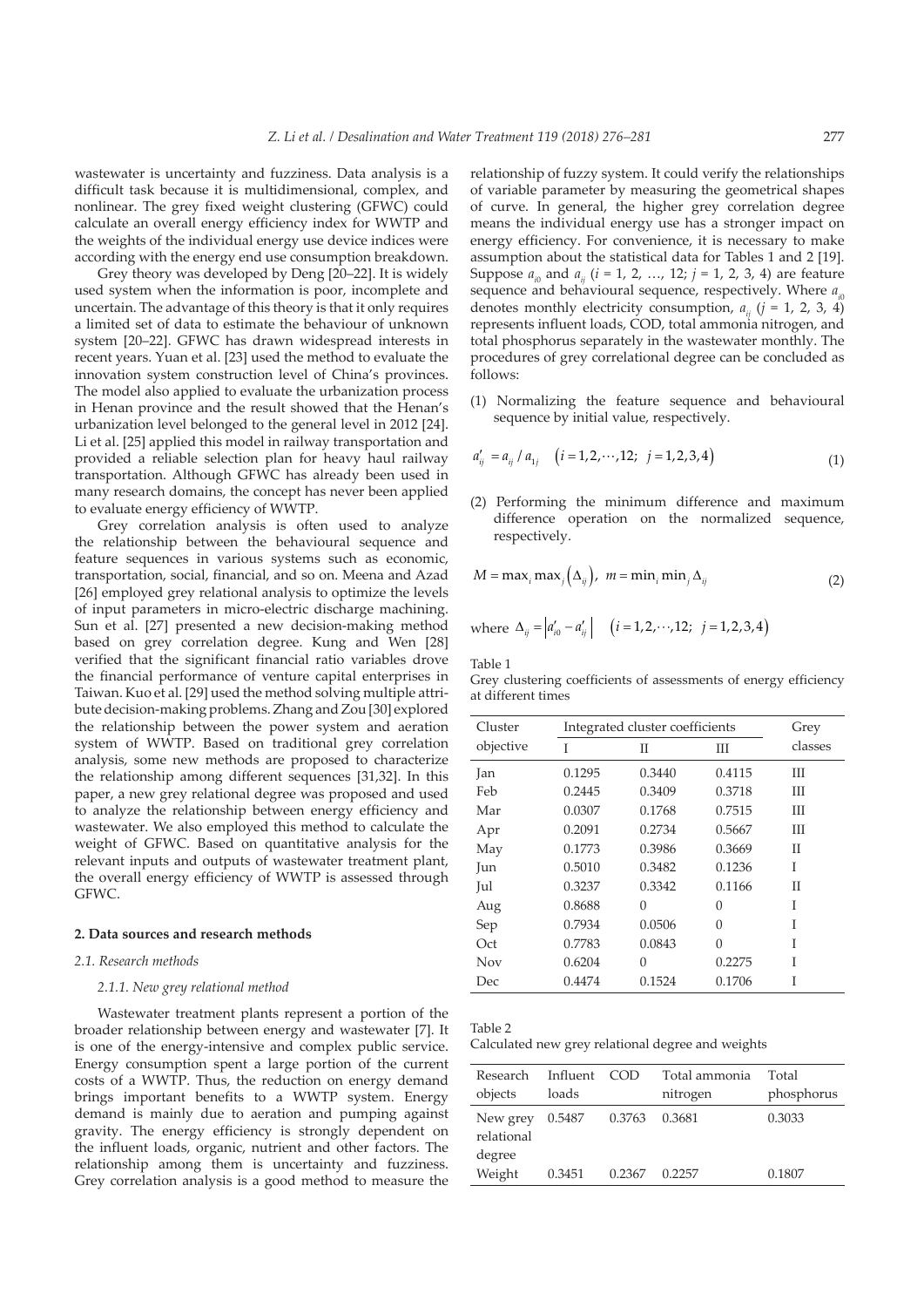wastewater is uncertainty and fuzziness. Data analysis is a difficult task because it is multidimensional, complex, and nonlinear. The grey fixed weight clustering (GFWC) could calculate an overall energy efficiency index for WWTP and the weights of the individual energy use device indices were according with the energy end use consumption breakdown.

Grey theory was developed by Deng [20–22]. It is widely used system when the information is poor, incomplete and uncertain. The advantage of this theory is that it only requires a limited set of data to estimate the behaviour of unknown system [20–22]. GFWC has drawn widespread interests in recent years. Yuan et al. [23] used the method to evaluate the innovation system construction level of China's provinces. The model also applied to evaluate the urbanization process in Henan province and the result showed that the Henan's urbanization level belonged to the general level in 2012 [24]. Li et al. [25] applied this model in railway transportation and provided a reliable selection plan for heavy haul railway transportation. Although GFWC has already been used in many research domains, the concept has never been applied to evaluate energy efficiency of WWTP.

Grey correlation analysis is often used to analyze the relationship between the behavioural sequence and feature sequences in various systems such as economic, transportation, social, financial, and so on. Meena and Azad [26] employed grey relational analysis to optimize the levels of input parameters in micro-electric discharge machining. Sun et al. [27] presented a new decision-making method based on grey correlation degree. Kung and Wen [28] verified that the significant financial ratio variables drove the financial performance of venture capital enterprises in Taiwan. Kuo et al. [29] used the method solving multiple attribute decision-making problems. Zhang and Zou [30] explored the relationship between the power system and aeration system of WWTP. Based on traditional grey correlation analysis, some new methods are proposed to characterize the relationship among different sequences [31,32]. In this paper, a new grey relational degree was proposed and used to analyze the relationship between energy efficiency and wastewater. We also employed this method to calculate the weight of GFWC. Based on quantitative analysis for the relevant inputs and outputs of wastewater treatment plant, the overall energy efficiency of WWTP is assessed through GFWC.

## 2. Data sources and research methods

### 2.1. Research methods

#### 2.1.1. New grey relational method

Wastewater treatment plants represent a portion of the broader relationship between energy and wastewater [7]. It is one of the energy-intensive and complex public service. Energy consumption spent a large portion of the current costs of a WWTP. Thus, the reduction on energy demand brings important benefits to a WWTP system. Energy demand is mainly due to aeration and pumping against gravity. The energy efficiency is strongly dependent on the influent loads, organic, nutrient and other factors. The relationship among them is uncertainty and fuzziness. Grey correlation analysis is a good method to measure the relationship of fuzzy system. It could verify the relationships of variable parameter by measuring the geometrical shapes of curve. In general, the higher grey correlation degree means the individual energy use has a stronger impact on energy efficiency. For convenience, it is necessary to make assumption about the statistical data for Tables 1 and 2 [19]. Suppose $a_{i0}$ and $a_{ij}$ ($i = 1, 2, \ldots, 12$; $j = 1, 2, 3, 4$) are feature sequence and behavioural sequence, respectively. Where $a_{i0}$ denotes monthly electricity consumption, $a_{ij}$ ($j = 1, 2, 3, 4$) represents influent loads, COD, total ammonia nitrogen, and total phosphorus separately in the wastewater monthly. The procedures of grey correlational degree can be concluded as follows:

(1) Normalizing the feature sequence and behavioural sequence by initial value, respectively.

$$a'_{ij} = a_{ij} / a_{1j} \quad \left(i = 1, 2, \cdots, 12;\ j = 1, 2, 3, 4\right) \tag{1}$$

(2) Performing the minimum difference and maximum difference operation on the normalized sequence, respectively.

$$M = \max_i \max_j \left(\Delta_{ij}\right),\ m = \min_i \min_j \Delta_{ij} \tag{2}$$

where $\Delta_{ij} = \left|a'_{i0} - a'_{ij}\right| \quad \left(i = 1, 2, \cdots, 12;\ j = 1, 2, 3, 4\right)$

Table 1
Grey clustering coefficients of assessments of energy efficiency at different times

| Cluster objective | Integrated cluster coefficients | | | Grey classes |
|---|---|---|---|---|
| | I | II | III | |
| Jan | 0.1295 | 0.3440 | 0.4115 | III |
| Feb | 0.2445 | 0.3409 | 0.3718 | III |
| Mar | 0.0307 | 0.1768 | 0.7515 | III |
| Apr | 0.2091 | 0.2734 | 0.5667 | III |
| May | 0.1773 | 0.3986 | 0.3669 | II |
| Jun | 0.5010 | 0.3482 | 0.1236 | I |
| Jul | 0.3237 | 0.3342 | 0.1166 | II |
| Aug | 0.8688 | 0 | 0 | I |
| Sep | 0.7934 | 0.0506 | 0 | I |
| Oct | 0.7783 | 0.0843 | 0 | I |
| Nov | 0.6204 | 0 | 0.2275 | I |
| Dec | 0.4474 | 0.1524 | 0.1706 | I |

Table 2
Calculated new grey relational degree and weights

| Research objects | Influent loads | COD | Total ammonia nitrogen | Total phosphorus |
|---|---|---|---|---|
| New grey relational degree | 0.5487 | 0.3763 | 0.3681 | 0.3033 |
| Weight | 0.3451 | 0.2367 | 0.2257 | 0.1807 |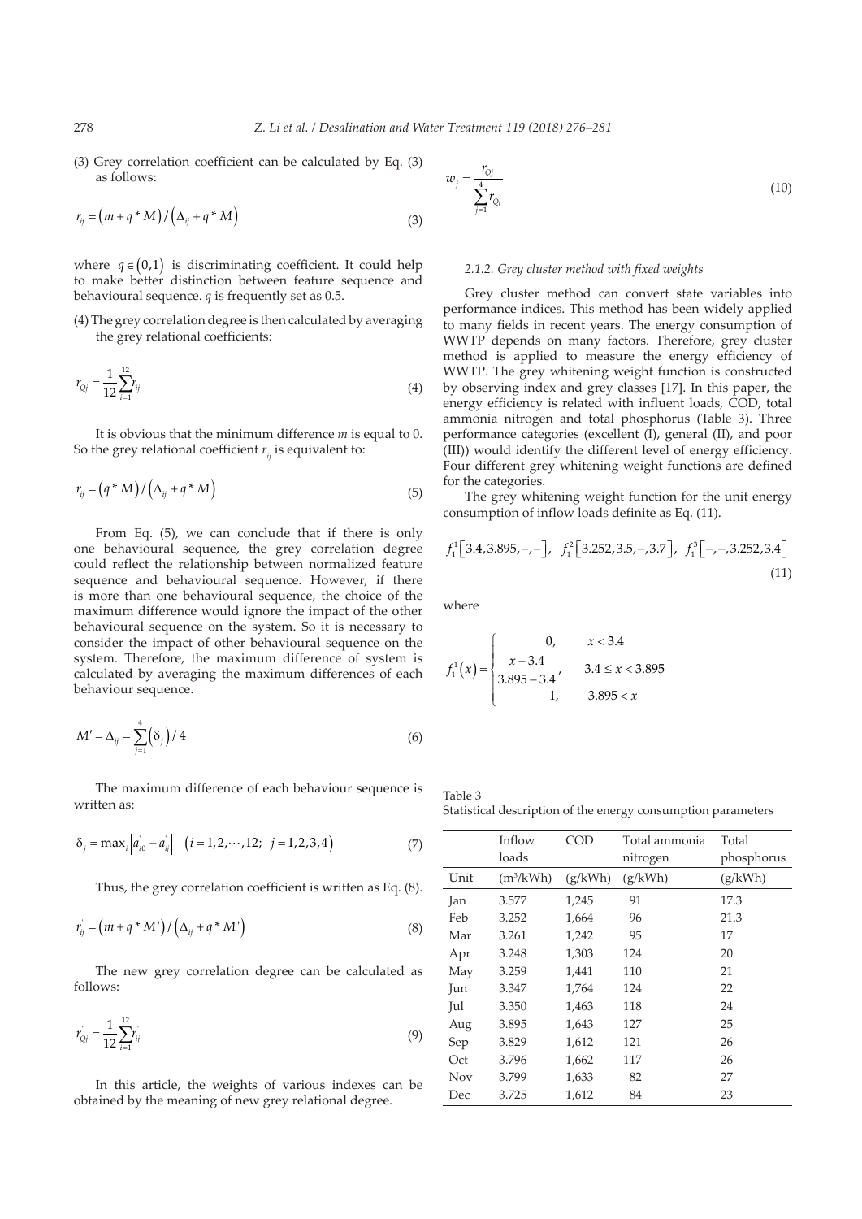(3) Grey correlation coefficient can be calculated by Eq. (3) as follows:

$$r_{ij} = \left(m + q * M\right) / \left(\Delta_{ij} + q * M\right) \tag{3}$$

where $q \in (0,1)$ is discriminating coefficient. It could help to make better distinction between feature sequence and behavioural sequence. $q$ is frequently set as 0.5.

(4) The grey correlation degree is then calculated by averaging the grey relational coefficients:

$$r_{Qj} = \frac{1}{12}\sum_{i=1}^{12} r_{ij} \tag{4}$$

It is obvious that the minimum difference $m$ is equal to 0. So the grey relational coefficient $r_{ij}$ is equivalent to:

$$r_{ij} = \left(q * M\right) / \left(\Delta_{ij} + q * M\right) \tag{5}$$

From Eq. (5), we can conclude that if there is only one behavioural sequence, the grey correlation degree could reflect the relationship between normalized feature sequence and behavioural sequence. However, if there is more than one behavioural sequence, the choice of the maximum difference would ignore the impact of the other behavioural sequence on the system. So it is necessary to consider the impact of other behavioural sequence on the system. Therefore, the maximum difference of system is calculated by averaging the maximum differences of each behaviour sequence.

$$M' = \Delta_{ij} = \sum_{j=1}^{4}\left(\delta_j\right) / 4 \tag{6}$$

The maximum difference of each behaviour sequence is written as:

$$\delta_j = \max_i \left| a'_{i0} - a'_{ij} \right| \quad \left(i = 1, 2, \cdots, 12;\ j = 1, 2, 3, 4\right) \tag{7}$$

Thus, the grey correlation coefficient is written as Eq. (8).

$$r'_{ij} = \left(m + q * M'\right) / \left(\Delta_{ij} + q * M'\right) \tag{8}$$

The new grey correlation degree can be calculated as follows:

$$r'_{Qj} = \frac{1}{12}\sum_{i=1}^{12} r'_{ij} \tag{9}$$

In this article, the weights of various indexes can be obtained by the meaning of new grey relational degree.

$$w_j = \frac{r_{Qj}}{\sum_{j=1}^{4} r_{Qj}} \tag{10}$$

### 2.1.2. Grey cluster method with fixed weights

Grey cluster method can convert state variables into performance indices. This method has been widely applied to many fields in recent years. The energy consumption of WWTP depends on many factors. Therefore, grey cluster method is applied to measure the energy efficiency of WWTP. The grey whitening weight function is constructed by observing index and grey classes [17]. In this paper, the energy efficiency is related with influent loads, COD, total ammonia nitrogen and total phosphorus (Table 3). Three performance categories (excellent (I), general (II), and poor (III)) would identify the different level of energy efficiency. Four different grey whitening weight functions are defined for the categories.

The grey whitening weight function for the unit energy consumption of inflow loads definite as Eq. (11).

$$f_1^1\left[3.4, 3.895, -, -\right],\quad f_1^2\left[3.252, 3.5, -, 3.7\right],\quad f_1^3\left[-, -, 3.252, 3.4\right] \tag{11}$$

where

$$f_1^1(x) = \begin{cases} 0, & x < 3.4 \\ \dfrac{x - 3.4}{3.895 - 3.4}, & 3.4 \le x < 3.895 \\ 1, & 3.895 < x \end{cases}$$

Table 3
Statistical description of the energy consumption parameters

| | Inflow loads | COD | Total ammonia nitrogen | Total phosphorus |
|---|---|---|---|---|
| Unit | ($m^3$/kWh) | (g/kWh) | (g/kWh) | (g/kWh) |
| Jan | 3.577 | 1,245 | 91 | 17.3 |
| Feb | 3.252 | 1,664 | 96 | 21.3 |
| Mar | 3.261 | 1,242 | 95 | 17 |
| Apr | 3.248 | 1,303 | 124 | 20 |
| May | 3.259 | 1,441 | 110 | 21 |
| Jun | 3.347 | 1,764 | 124 | 22 |
| Jul | 3.350 | 1,463 | 118 | 24 |
| Aug | 3.895 | 1,643 | 127 | 25 |
| Sep | 3.829 | 1,612 | 121 | 26 |
| Oct | 3.796 | 1,662 | 117 | 26 |
| Nov | 3.799 | 1,633 | 82 | 27 |
| Dec | 3.725 | 1,612 | 84 | 23 |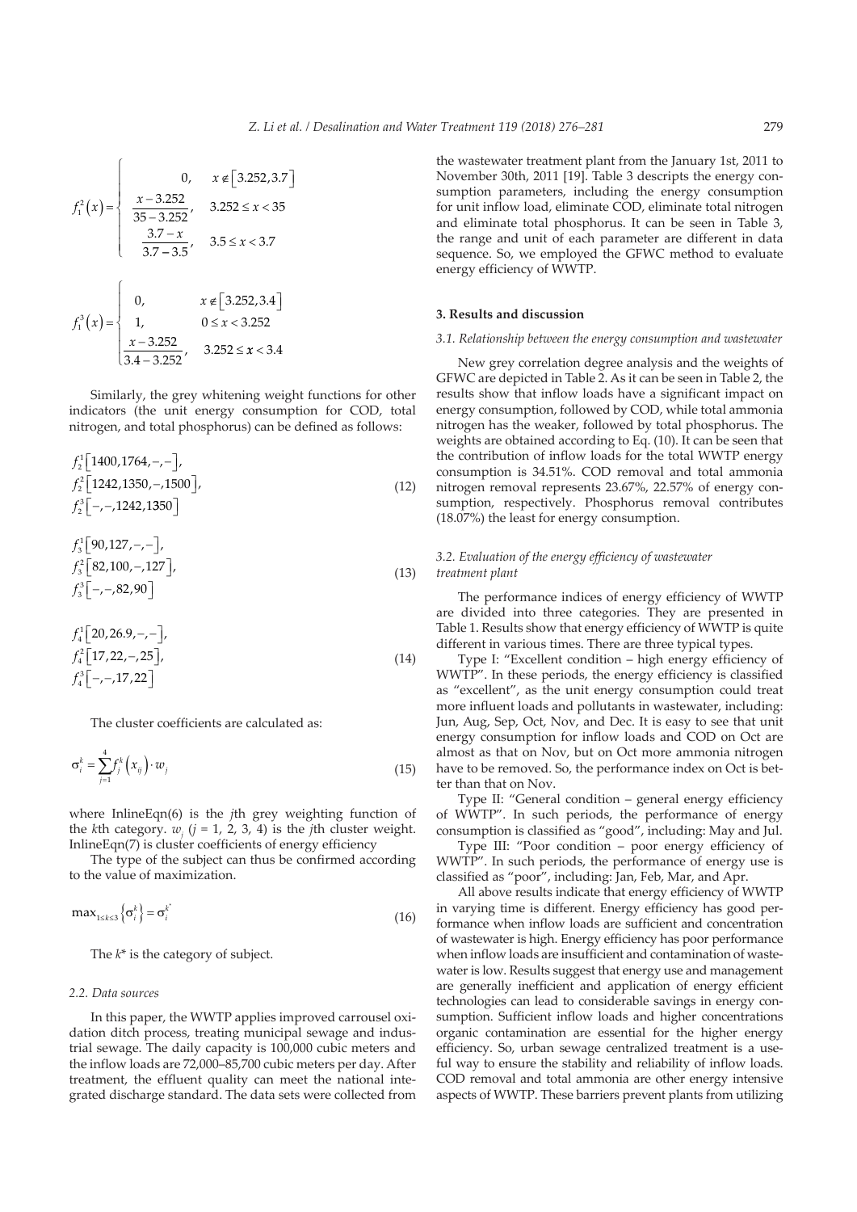$$f_1^2(x) = \begin{cases} 0, & x \notin [3.252, 3.7] \\ \dfrac{x - 3.252}{35 - 3.252}, & 3.252 \le x < 35 \\ \dfrac{3.7 - x}{3.7 - 3.5}, & 3.5 \le x < 3.7 \end{cases}$$

$$f_1^3(x) = \begin{cases} 0, & x \notin [3.252, 3.4] \\ 1, & 0 \le x < 3.252 \\ \dfrac{x - 3.252}{3.4 - 3.252}, & 3.252 \le x < 3.4 \end{cases}$$

Similarly, the grey whitening weight functions for other indicators (the unit energy consumption for COD, total nitrogen, and total phosphorus) can be defined as follows:

$$\begin{aligned} &f_2^1[1400, 1764, -, -], \\ &f_2^2[1242, 1350, -, 1500], \\ &f_2^3[-, -, 1242, 1350] \end{aligned} \tag{12}$$

$$\begin{aligned} &f_3^1[90, 127, -, -], \\ &f_3^2[82, 100, -, 127], \\ &f_3^3[-, -, 82, 90] \end{aligned} \tag{13}$$

$$\begin{aligned} &f_4^1[20, 26.9, -, -], \\ &f_4^2[17, 22, -, 25], \\ &f_4^3[-, -, 17, 22] \end{aligned} \tag{14}$$

The cluster coefficients are calculated as:

$$\sigma_i^k = \sum_{j=1}^{4} f_j^k(x_{ij}) \cdot w_j \tag{15}$$

where InlineEqn(6) is the $j$th grey weighting function of the $k$th category. $w_j$ ($j$ = 1, 2, 3, 4) is the $j$th cluster weight. InlineEqn(7) is cluster coefficients of energy efficiency

The type of the subject can thus be confirmed according to the value of maximization.

$$\max_{1 \le k \le 3}\{\sigma_i^k\} = \sigma_i^{k^*} \tag{16}$$

The $k^*$ is the category of subject.

### 2.2. Data sources

In this paper, the WWTP applies improved carrousel oxidation ditch process, treating municipal sewage and industrial sewage. The daily capacity is 100,000 cubic meters and the inflow loads are 72,000–85,700 cubic meters per day. After treatment, the effluent quality can meet the national integrated discharge standard. The data sets were collected from the wastewater treatment plant from the January 1st, 2011 to November 30th, 2011 [19]. Table 3 descripts the energy consumption parameters, including the energy consumption for unit inflow load, eliminate COD, eliminate total nitrogen and eliminate total phosphorus. It can be seen in Table 3, the range and unit of each parameter are different in data sequence. So, we employed the GFWC method to evaluate energy efficiency of WWTP.

## 3. Results and discussion

### 3.1. Relationship between the energy consumption and wastewater

New grey correlation degree analysis and the weights of GFWC are depicted in Table 2. As it can be seen in Table 2, the results show that inflow loads have a significant impact on energy consumption, followed by COD, while total ammonia nitrogen has the weaker, followed by total phosphorus. The weights are obtained according to Eq. (10). It can be seen that the contribution of inflow loads for the total WWTP energy consumption is 34.51%. COD removal and total ammonia nitrogen removal represents 23.67%, 22.57% of energy consumption, respectively. Phosphorus removal contributes (18.07%) the least for energy consumption.

### 3.2. Evaluation of the energy efficiency of wastewater treatment plant

The performance indices of energy efficiency of WWTP are divided into three categories. They are presented in Table 1. Results show that energy efficiency of WWTP is quite different in various times. There are three typical types.

Type I: "Excellent condition – high energy efficiency of WWTP". In these periods, the energy efficiency is classified as "excellent", as the unit energy consumption could treat more influent loads and pollutants in wastewater, including: Jun, Aug, Sep, Oct, Nov, and Dec. It is easy to see that unit energy consumption for inflow loads and COD on Oct are almost as that on Nov, but on Oct more ammonia nitrogen have to be removed. So, the performance index on Oct is better than that on Nov.

Type II: "General condition – general energy efficiency of WWTP". In such periods, the performance of energy consumption is classified as "good", including: May and Jul.

Type III: "Poor condition – poor energy efficiency of WWTP". In such periods, the performance of energy use is classified as "poor", including: Jan, Feb, Mar, and Apr.

All above results indicate that energy efficiency of WWTP in varying time is different. Energy efficiency has good performance when inflow loads are sufficient and concentration of wastewater is high. Energy efficiency has poor performance when inflow loads are insufficient and contamination of wastewater is low. Results suggest that energy use and management are generally inefficient and application of energy efficient technologies can lead to considerable savings in energy consumption. Sufficient inflow loads and higher concentrations organic contamination are essential for the higher energy efficiency. So, urban sewage centralized treatment is a useful way to ensure the stability and reliability of inflow loads. COD removal and total ammonia are other energy intensive aspects of WWTP. These barriers prevent plants from utilizing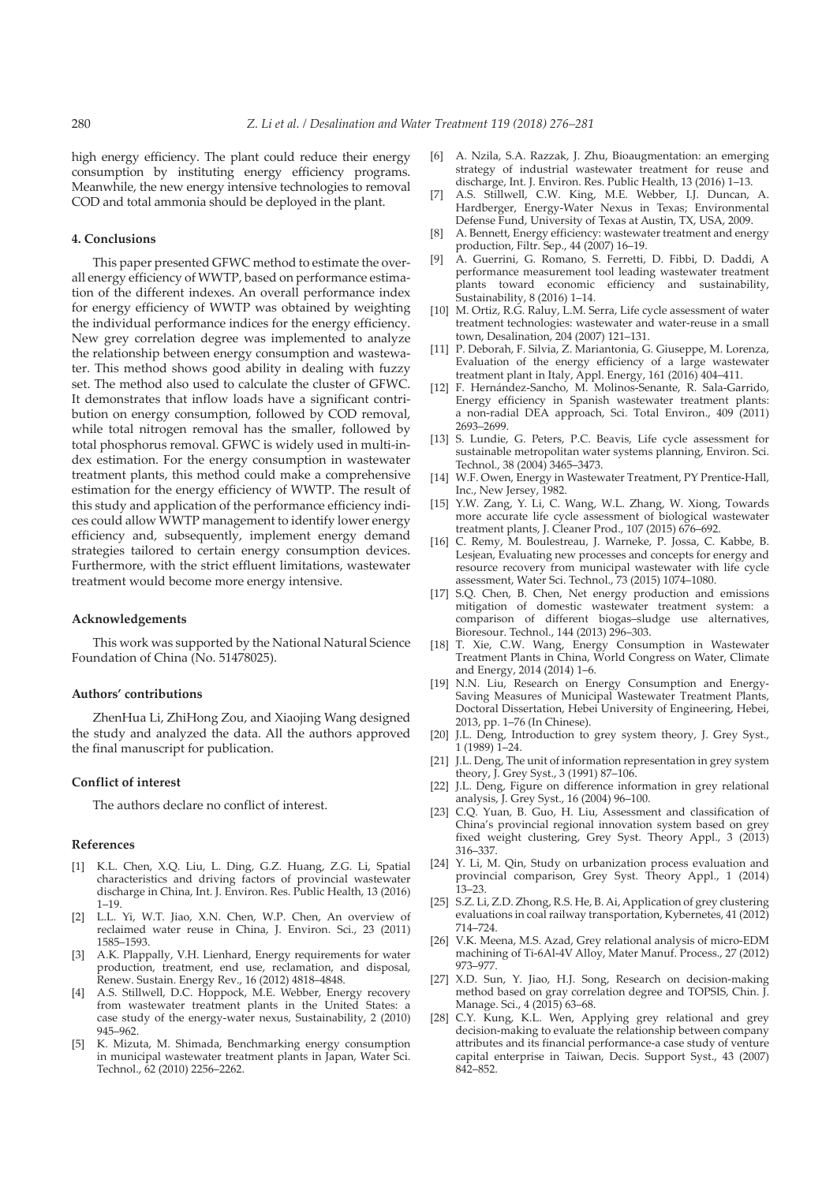high energy efficiency. The plant could reduce their energy consumption by instituting energy efficiency programs. Meanwhile, the new energy intensive technologies to removal COD and total ammonia should be deployed in the plant.

## 4. Conclusions

This paper presented GFWC method to estimate the overall energy efficiency of WWTP, based on performance estimation of the different indexes. An overall performance index for energy efficiency of WWTP was obtained by weighting the individual performance indices for the energy efficiency. New grey correlation degree was implemented to analyze the relationship between energy consumption and wastewater. This method shows good ability in dealing with fuzzy set. The method also used to calculate the cluster of GFWC. It demonstrates that inflow loads have a significant contribution on energy consumption, followed by COD removal, while total nitrogen removal has the smaller, followed by total phosphorus removal. GFWC is widely used in multi-index estimation. For the energy consumption in wastewater treatment plants, this method could make a comprehensive estimation for the energy efficiency of WWTP. The result of this study and application of the performance efficiency indices could allow WWTP management to identify lower energy efficiency and, subsequently, implement energy demand strategies tailored to certain energy consumption devices. Furthermore, with the strict effluent limitations, wastewater treatment would become more energy intensive.

### Acknowledgements

This work was supported by the National Natural Science Foundation of China (No. 51478025).

### Authors' contributions

ZhenHua Li, ZhiHong Zou, and Xiaojing Wang designed the study and analyzed the data. All the authors approved the final manuscript for publication.

### Conflict of interest

The authors declare no conflict of interest.

### References

[1] K.L. Chen, X.Q. Liu, L. Ding, G.Z. Huang, Z.G. Li, Spatial characteristics and driving factors of provincial wastewater discharge in China, Int. J. Environ. Res. Public Health, 13 (2016) 1–19.

[2] L.L. Yi, W.T. Jiao, X.N. Chen, W.P. Chen, An overview of reclaimed water reuse in China, J. Environ. Sci., 23 (2011) 1585–1593.

[3] A.K. Plappally, V.H. Lienhard, Energy requirements for water production, treatment, end use, reclamation, and disposal, Renew. Sustain. Energy Rev., 16 (2012) 4818–4848.

[4] A.S. Stillwell, D.C. Hoppock, M.E. Webber, Energy recovery from wastewater treatment plants in the United States: a case study of the energy-water nexus, Sustainability, 2 (2010) 945–962.

[5] K. Mizuta, M. Shimada, Benchmarking energy consumption in municipal wastewater treatment plants in Japan, Water Sci. Technol., 62 (2010) 2256–2262.

[6] A. Nzila, S.A. Razzak, J. Zhu, Bioaugmentation: an emerging strategy of industrial wastewater treatment for reuse and discharge, Int. J. Environ. Res. Public Health, 13 (2016) 1–13.

[7] A.S. Stillwell, C.W. King, M.E. Webber, I.J. Duncan, A. Hardberger, Energy-Water Nexus in Texas; Environmental Defense Fund, University of Texas at Austin, TX, USA, 2009.

[8] A. Bennett, Energy efficiency: wastewater treatment and energy production, Filtr. Sep., 44 (2007) 16–19.

[9] A. Guerrini, G. Romano, S. Ferretti, D. Fibbi, D. Daddi, A performance measurement tool leading wastewater treatment plants toward economic efficiency and sustainability, Sustainability, 8 (2016) 1–14.

[10] M. Ortiz, R.G. Raluy, L.M. Serra, Life cycle assessment of water treatment technologies: wastewater and water-reuse in a small town, Desalination, 204 (2007) 121–131.

[11] P. Deborah, F. Silvia, Z. Mariantonia, G. Giuseppe, M. Lorenza, Evaluation of the energy efficiency of a large wastewater treatment plant in Italy, Appl. Energy, 161 (2016) 404–411.

[12] F. Hernández-Sancho, M. Molinos-Senante, R. Sala-Garrido, Energy efficiency in Spanish wastewater treatment plants: a non-radial DEA approach, Sci. Total Environ., 409 (2011) 2693–2699.

[13] S. Lundie, G. Peters, P.C. Beavis, Life cycle assessment for sustainable metropolitan water systems planning, Environ. Sci. Technol., 38 (2004) 3465–3473.

[14] W.F. Owen, Energy in Wastewater Treatment, PY Prentice-Hall, Inc., New Jersey, 1982.

[15] Y.W. Zang, Y. Li, C. Wang, W.L. Zhang, W. Xiong, Towards more accurate life cycle assessment of biological wastewater treatment plants, J. Cleaner Prod., 107 (2015) 676–692.

[16] C. Remy, M. Boulestreau, J. Warneke, P. Jossa, C. Kabbe, B. Lesjean, Evaluating new processes and concepts for energy and resource recovery from municipal wastewater with life cycle assessment, Water Sci. Technol., 73 (2015) 1074–1080.

[17] S.Q. Chen, B. Chen, Net energy production and emissions mitigation of domestic wastewater treatment system: a comparison of different biogas–sludge use alternatives, Bioresour. Technol., 144 (2013) 296–303.

[18] T. Xie, C.W. Wang, Energy Consumption in Wastewater Treatment Plants in China, World Congress on Water, Climate and Energy, 2014 (2014) 1–6.

[19] N.N. Liu, Research on Energy Consumption and Energy-Saving Measures of Municipal Wastewater Treatment Plants, Doctoral Dissertation, Hebei University of Engineering, Hebei, 2013, pp. 1–76 (In Chinese).

[20] J.L. Deng, Introduction to grey system theory, J. Grey Syst., 1 (1989) 1–24.

[21] J.L. Deng, The unit of information representation in grey system theory, J. Grey Syst., 3 (1991) 87–106.

[22] J.L. Deng, Figure on difference information in grey relational analysis, J. Grey Syst., 16 (2004) 96–100.

[23] C.Q. Yuan, B. Guo, H. Liu, Assessment and classification of China's provincial regional innovation system based on grey fixed weight clustering, Grey Syst. Theory Appl., 3 (2013) 316–337.

[24] Y. Li, M. Qin, Study on urbanization process evaluation and provincial comparison, Grey Syst. Theory Appl., 1 (2014) 13–23.

[25] S.Z. Li, Z.D. Zhong, R.S. He, B. Ai, Application of grey clustering evaluations in coal railway transportation, Kybernetes, 41 (2012) 714–724.

[26] V.K. Meena, M.S. Azad, Grey relational analysis of micro-EDM machining of Ti-6Al-4V Alloy, Mater Manuf. Process., 27 (2012) 973–977.

[27] X.D. Sun, Y. Jiao, H.J. Song, Research on decision-making method based on gray correlation degree and TOPSIS, Chin. J. Manage. Sci., 4 (2015) 63–68.

[28] C.Y. Kung, K.L. Wen, Applying grey relational and grey decision-making to evaluate the relationship between company attributes and its financial performance-a case study of venture capital enterprise in Taiwan, Decis. Support Syst., 43 (2007) 842–852.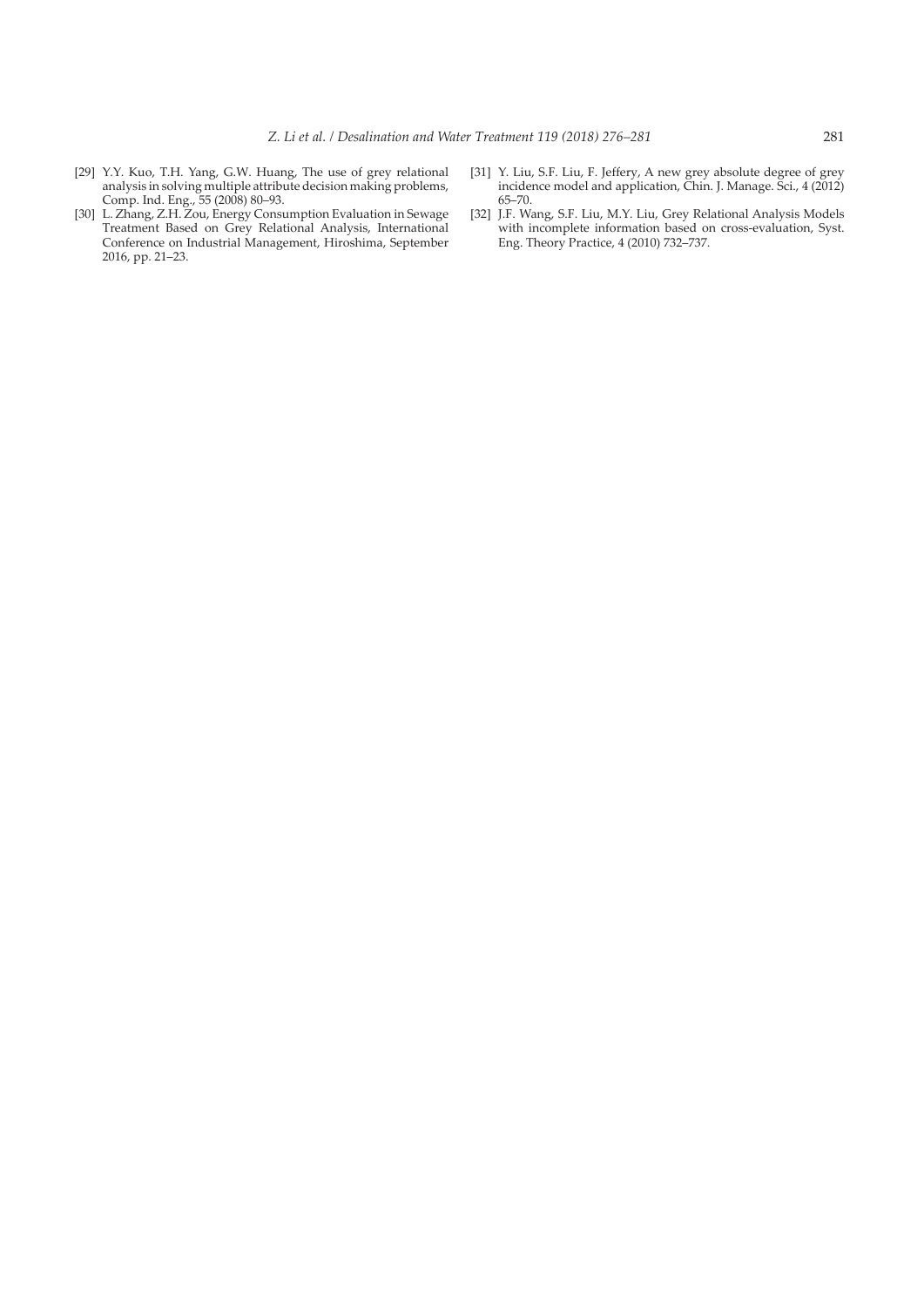[29] Y.Y. Kuo, T.H. Yang, G.W. Huang, The use of grey relational analysis in solving multiple attribute decision making problems, Comp. Ind. Eng., 55 (2008) 80–93.

[30] L. Zhang, Z.H. Zou, Energy Consumption Evaluation in Sewage Treatment Based on Grey Relational Analysis, International Conference on Industrial Management, Hiroshima, September 2016, pp. 21–23.

[31] Y. Liu, S.F. Liu, F. Jeffery, A new grey absolute degree of grey incidence model and application, Chin. J. Manage. Sci., 4 (2012) 65–70.

[32] J.F. Wang, S.F. Liu, M.Y. Liu, Grey Relational Analysis Models with incomplete information based on cross-evaluation, Syst. Eng. Theory Practice, 4 (2010) 732–737.